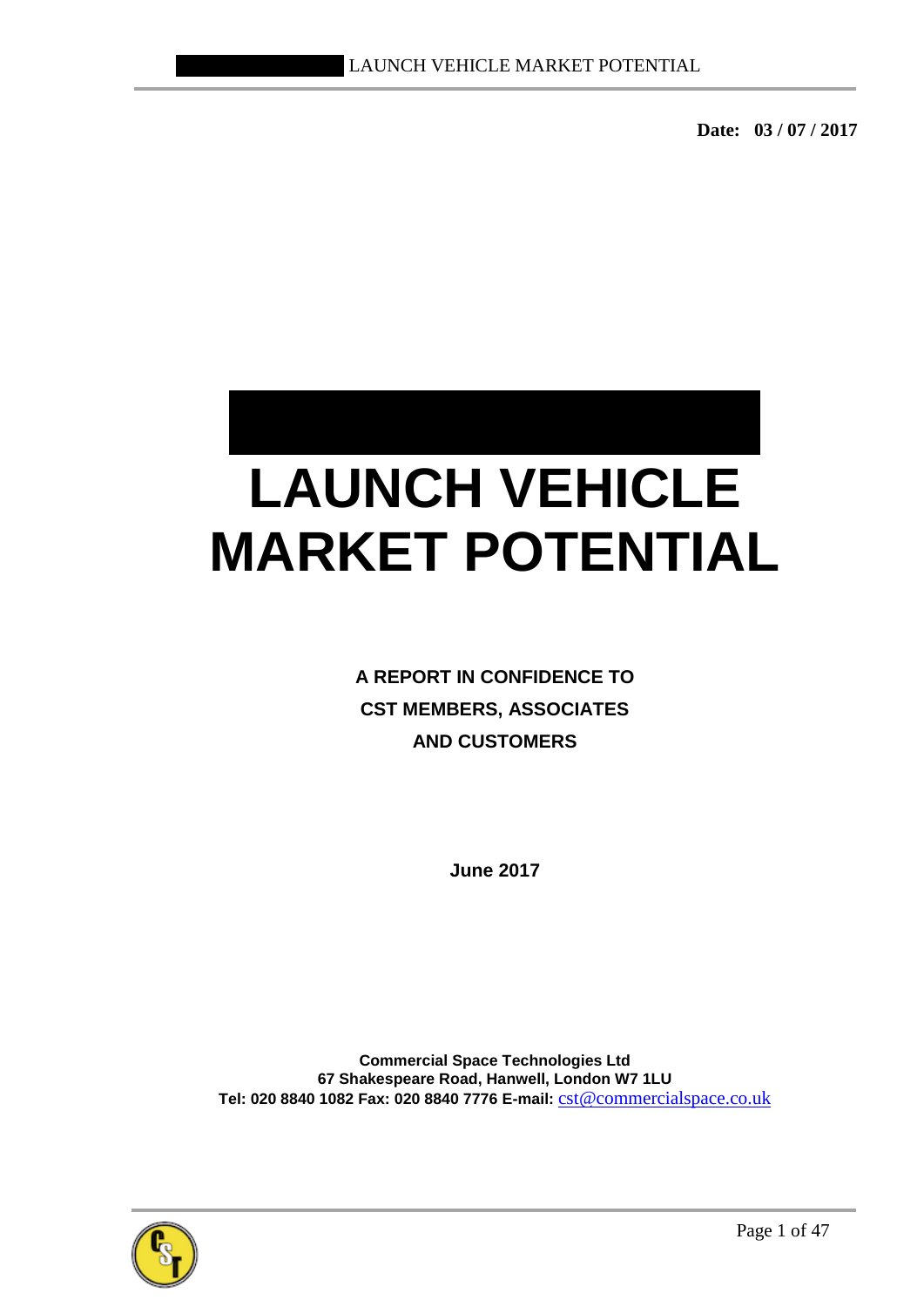**Date: 03 / 07 / 2017**

# LAUNCH VEHICLE MARKET POTENTIAL

**A REPORT IN CONFIDENCE TO**
**CST MEMBERS, ASSOCIATES**
**AND CUSTOMERS**

**June 2017**

**Commercial Space Technologies Ltd**
**67 Shakespeare Road, Hanwell, London W7 1LU**
**Tel: 020 8840 1082 Fax: 020 8840 7776 E-mail:** cst@commercialspace.co.uk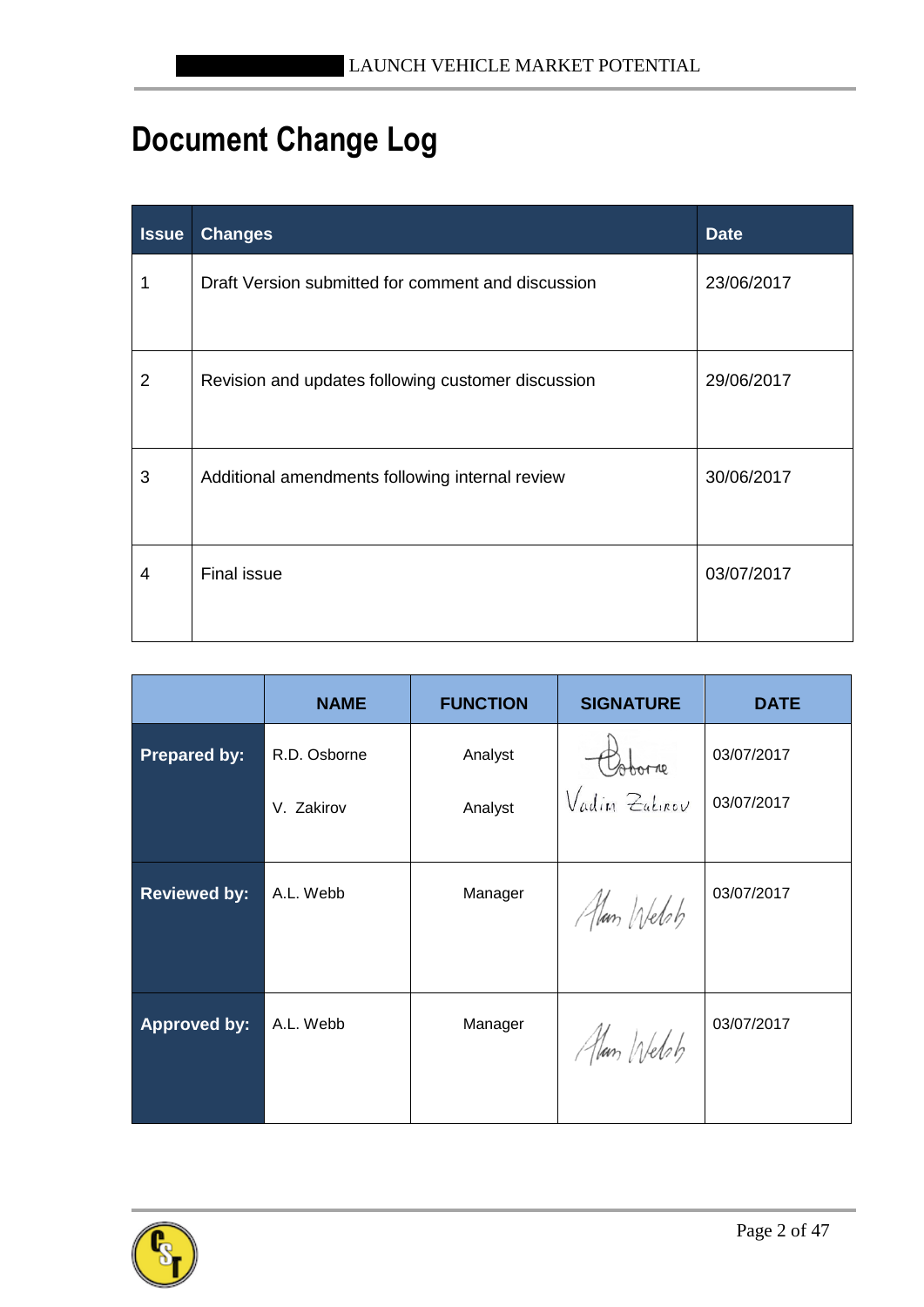# Document Change Log

| Issue | Changes | Date |
|---|---|---|
| 1 | Draft Version submitted for comment and discussion | 23/06/2017 |
| 2 | Revision and updates following customer discussion | 29/06/2017 |
| 3 | Additional amendments following internal review | 30/06/2017 |
| 4 | Final issue | 03/07/2017 |

| | NAME | FUNCTION | SIGNATURE | DATE |
|---|---|---|---|---|
| **Prepared by:** | R.D. Osborne | Analyst | Osborne | 03/07/2017 |
| | V. Zakirov | Analyst | Vadim Zakirov | 03/07/2017 |
| **Reviewed by:** | A.L. Webb | Manager | Alan Webb | 03/07/2017 |
| **Approved by:** | A.L. Webb | Manager | Alan Webb | 03/07/2017 |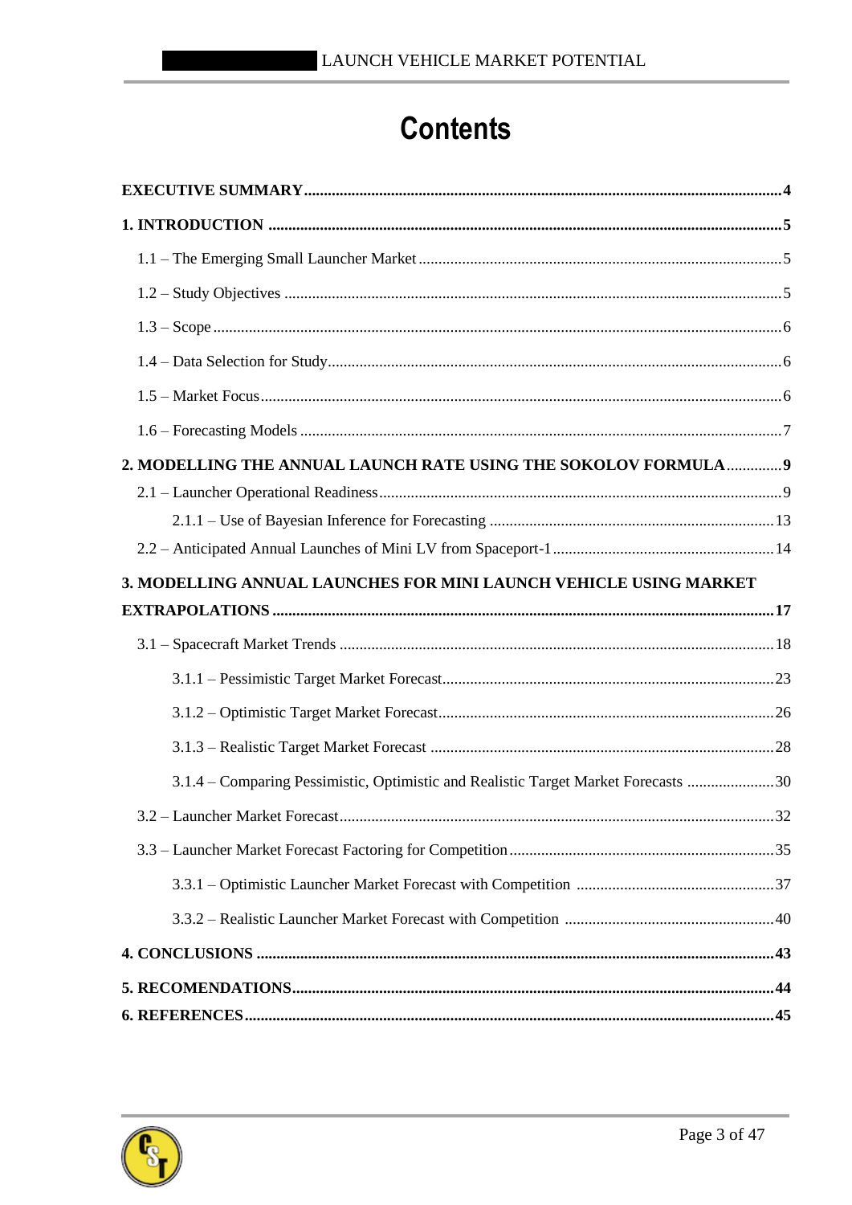# Contents

**EXECUTIVE SUMMARY** ..... **4**

**1. INTRODUCTION** ..... **5**

1.1 – The Emerging Small Launcher Market ..... 5

1.2 – Study Objectives ..... 5

1.3 – Scope ..... 6

1.4 – Data Selection for Study ..... 6

1.5 – Market Focus ..... 6

1.6 – Forecasting Models ..... 7

**2. MODELLING THE ANNUAL LAUNCH RATE USING THE SOKOLOV FORMULA** ..... **9**

2.1 – Launcher Operational Readiness ..... 9

2.1.1 – Use of Bayesian Inference for Forecasting ..... 13

2.2 – Anticipated Annual Launches of Mini LV from Spaceport-1 ..... 14

**3. MODELLING ANNUAL LAUNCHES FOR MINI LAUNCH VEHICLE USING MARKET EXTRAPOLATIONS** ..... **17**

3.1 – Spacecraft Market Trends ..... 18

3.1.1 – Pessimistic Target Market Forecast ..... 23

3.1.2 – Optimistic Target Market Forecast ..... 26

3.1.3 – Realistic Target Market Forecast ..... 28

3.1.4 – Comparing Pessimistic, Optimistic and Realistic Target Market Forecasts ..... 30

3.2 – Launcher Market Forecast ..... 32

3.3 – Launcher Market Forecast Factoring for Competition ..... 35

3.3.1 – Optimistic Launcher Market Forecast with Competition ..... 37

3.3.2 – Realistic Launcher Market Forecast with Competition ..... 40

**4. CONCLUSIONS** ..... **43**

**5. RECOMENDATIONS** ..... **44**

**6. REFERENCES** ..... **45**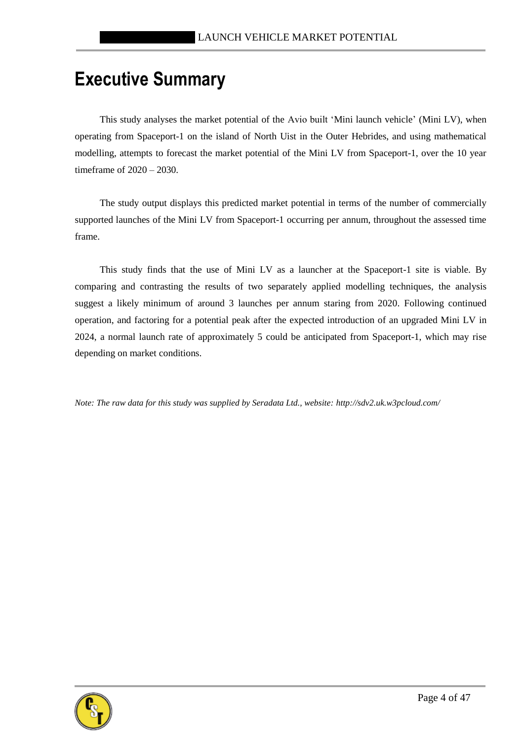# Executive Summary

This study analyses the market potential of the Avio built 'Mini launch vehicle' (Mini LV), when operating from Spaceport-1 on the island of North Uist in the Outer Hebrides, and using mathematical modelling, attempts to forecast the market potential of the Mini LV from Spaceport-1, over the 10 year timeframe of 2020 – 2030.

The study output displays this predicted market potential in terms of the number of commercially supported launches of the Mini LV from Spaceport-1 occurring per annum, throughout the assessed time frame.

This study finds that the use of Mini LV as a launcher at the Spaceport-1 site is viable. By comparing and contrasting the results of two separately applied modelling techniques, the analysis suggest a likely minimum of around 3 launches per annum staring from 2020. Following continued operation, and factoring for a potential peak after the expected introduction of an upgraded Mini LV in 2024, a normal launch rate of approximately 5 could be anticipated from Spaceport-1, which may rise depending on market conditions.

*Note: The raw data for this study was supplied by Seradata Ltd., website: http://sdv2.uk.w3pcloud.com/*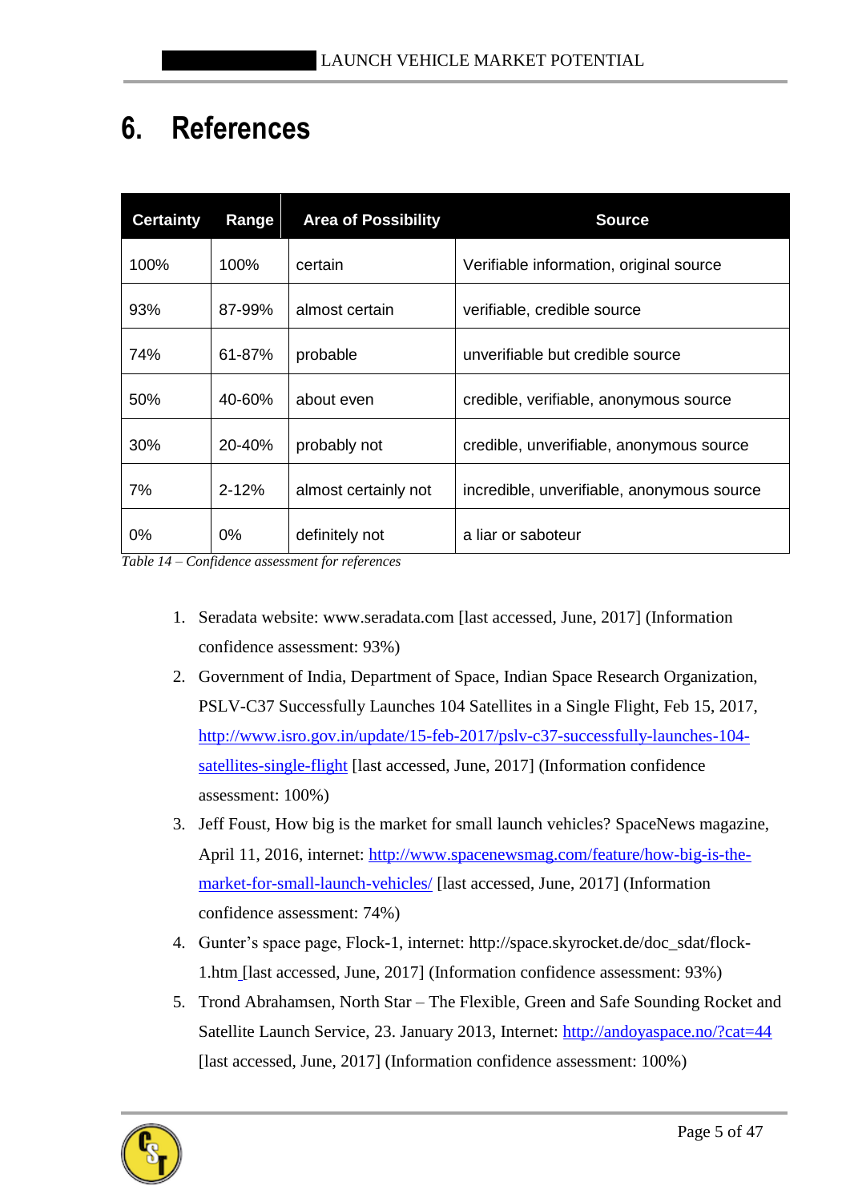# 6. References

| Certainty | Range | Area of Possibility | Source |
|---|---|---|---|
| 100% | 100% | certain | Verifiable information, original source |
| 93% | 87-99% | almost certain | verifiable, credible source |
| 74% | 61-87% | probable | unverifiable but credible source |
| 50% | 40-60% | about even | credible, verifiable, anonymous source |
| 30% | 20-40% | probably not | credible, unverifiable, anonymous source |
| 7% | 2-12% | almost certainly not | incredible, unverifiable, anonymous source |
| 0% | 0% | definitely not | a liar or saboteur |

*Table 14 – Confidence assessment for references*

1. Seradata website: www.seradata.com [last accessed, June, 2017] (Information confidence assessment: 93%)
2. Government of India, Department of Space, Indian Space Research Organization, PSLV-C37 Successfully Launches 104 Satellites in a Single Flight, Feb 15, 2017, http://www.isro.gov.in/update/15-feb-2017/pslv-c37-successfully-launches-104-satellites-single-flight [last accessed, June, 2017] (Information confidence assessment: 100%)
3. Jeff Foust, How big is the market for small launch vehicles? SpaceNews magazine, April 11, 2016, internet: http://www.spacenewsmag.com/feature/how-big-is-the-market-for-small-launch-vehicles/ [last accessed, June, 2017] (Information confidence assessment: 74%)
4. Gunter's space page, Flock-1, internet: http://space.skyrocket.de/doc_sdat/flock-1.htm [last accessed, June, 2017] (Information confidence assessment: 93%)
5. Trond Abrahamsen, North Star – The Flexible, Green and Safe Sounding Rocket and Satellite Launch Service, 23. January 2013, Internet: http://andoyaspace.no/?cat=44 [last accessed, June, 2017] (Information confidence assessment: 100%)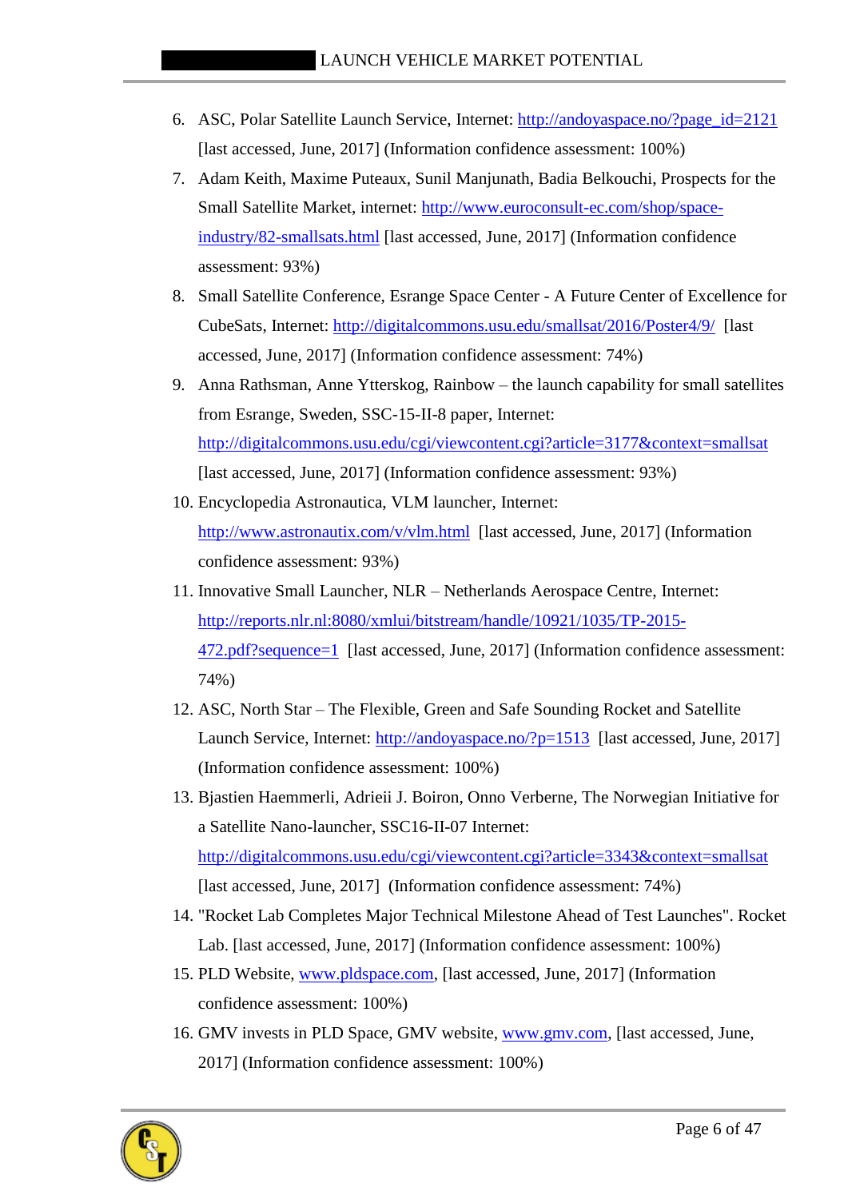6. ASC, Polar Satellite Launch Service, Internet: http://andoyaspace.no/?page_id=2121 [last accessed, June, 2017] (Information confidence assessment: 100%)
7. Adam Keith, Maxime Puteaux, Sunil Manjunath, Badia Belkouchi, Prospects for the Small Satellite Market, internet: http://www.euroconsult-ec.com/shop/space-industry/82-smallsats.html [last accessed, June, 2017] (Information confidence assessment: 93%)
8. Small Satellite Conference, Esrange Space Center - A Future Center of Excellence for CubeSats, Internet: http://digitalcommons.usu.edu/smallsat/2016/Poster4/9/ [last accessed, June, 2017] (Information confidence assessment: 74%)
9. Anna Rathsman, Anne Ytterskog, Rainbow – the launch capability for small satellites from Esrange, Sweden, SSC-15-II-8 paper, Internet: http://digitalcommons.usu.edu/cgi/viewcontent.cgi?article=3177&context=smallsat [last accessed, June, 2017] (Information confidence assessment: 93%)
10. Encyclopedia Astronautica, VLM launcher, Internet: http://www.astronautix.com/v/vlm.html [last accessed, June, 2017] (Information confidence assessment: 93%)
11. Innovative Small Launcher, NLR – Netherlands Aerospace Centre, Internet: http://reports.nlr.nl:8080/xmlui/bitstream/handle/10921/1035/TP-2015-472.pdf?sequence=1 [last accessed, June, 2017] (Information confidence assessment: 74%)
12. ASC, North Star – The Flexible, Green and Safe Sounding Rocket and Satellite Launch Service, Internet: http://andoyaspace.no/?p=1513 [last accessed, June, 2017] (Information confidence assessment: 100%)
13. Bjastien Haemmerli, Adrieii J. Boiron, Onno Verberne, The Norwegian Initiative for a Satellite Nano-launcher, SSC16-II-07 Internet: http://digitalcommons.usu.edu/cgi/viewcontent.cgi?article=3343&context=smallsat [last accessed, June, 2017] (Information confidence assessment: 74%)
14. "Rocket Lab Completes Major Technical Milestone Ahead of Test Launches". Rocket Lab. [last accessed, June, 2017] (Information confidence assessment: 100%)
15. PLD Website, www.pldspace.com, [last accessed, June, 2017] (Information confidence assessment: 100%)
16. GMV invests in PLD Space, GMV website, www.gmv.com, [last accessed, June, 2017] (Information confidence assessment: 100%)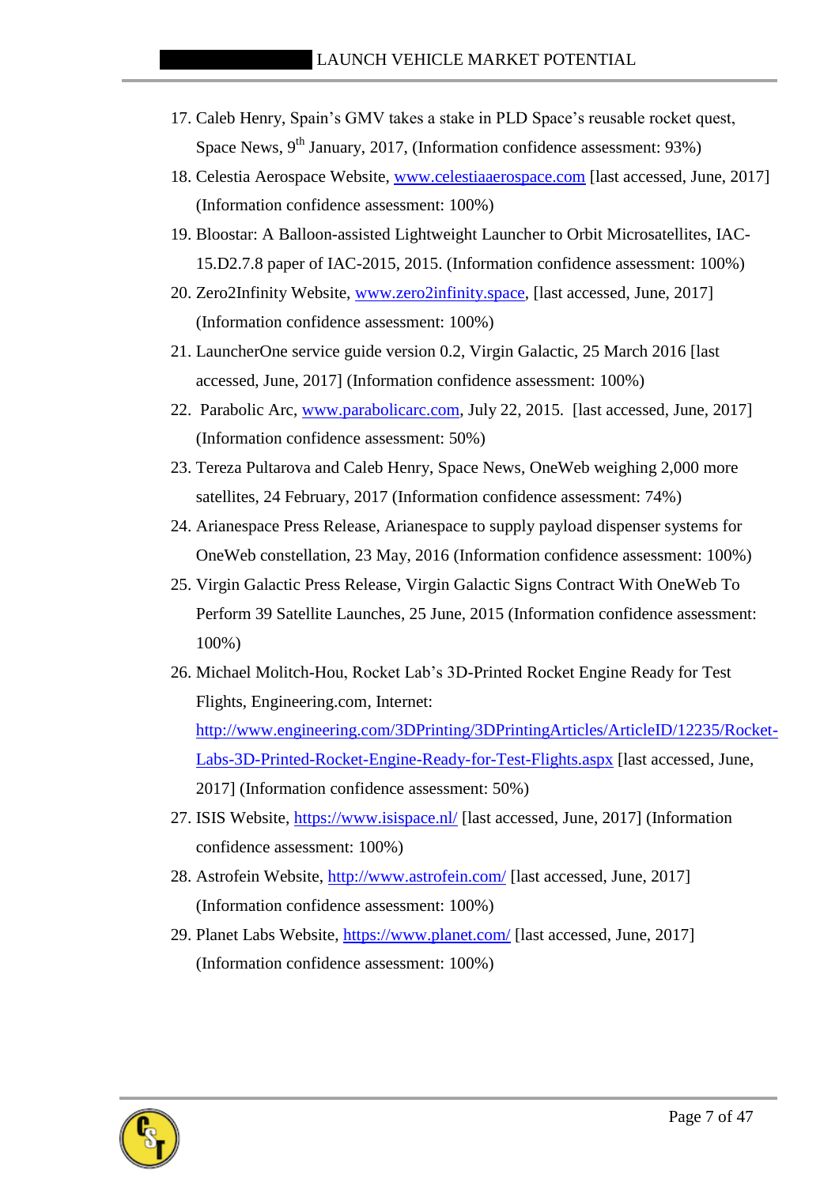17. Caleb Henry, Spain's GMV takes a stake in PLD Space's reusable rocket quest, Space News, 9th January, 2017, (Information confidence assessment: 93%)
18. Celestia Aerospace Website, www.celestiaaerospace.com [last accessed, June, 2017] (Information confidence assessment: 100%)
19. Bloostar: A Balloon-assisted Lightweight Launcher to Orbit Microsatellites, IAC-15.D2.7.8 paper of IAC-2015, 2015. (Information confidence assessment: 100%)
20. Zero2Infinity Website, www.zero2infinity.space, [last accessed, June, 2017] (Information confidence assessment: 100%)
21. LauncherOne service guide version 0.2, Virgin Galactic, 25 March 2016 [last accessed, June, 2017] (Information confidence assessment: 100%)
22. Parabolic Arc, www.parabolicarc.com, July 22, 2015. [last accessed, June, 2017] (Information confidence assessment: 50%)
23. Tereza Pultarova and Caleb Henry, Space News, OneWeb weighing 2,000 more satellites, 24 February, 2017 (Information confidence assessment: 74%)
24. Arianespace Press Release, Arianespace to supply payload dispenser systems for OneWeb constellation, 23 May, 2016 (Information confidence assessment: 100%)
25. Virgin Galactic Press Release, Virgin Galactic Signs Contract With OneWeb To Perform 39 Satellite Launches, 25 June, 2015 (Information confidence assessment: 100%)
26. Michael Molitch-Hou, Rocket Lab's 3D-Printed Rocket Engine Ready for Test Flights, Engineering.com, Internet: http://www.engineering.com/3DPrinting/3DPrintingArticles/ArticleID/12235/Rocket-Labs-3D-Printed-Rocket-Engine-Ready-for-Test-Flights.aspx [last accessed, June, 2017] (Information confidence assessment: 50%)
27. ISIS Website, https://www.isispace.nl/ [last accessed, June, 2017] (Information confidence assessment: 100%)
28. Astrofein Website, http://www.astrofein.com/ [last accessed, June, 2017] (Information confidence assessment: 100%)
29. Planet Labs Website, https://www.planet.com/ [last accessed, June, 2017] (Information confidence assessment: 100%)